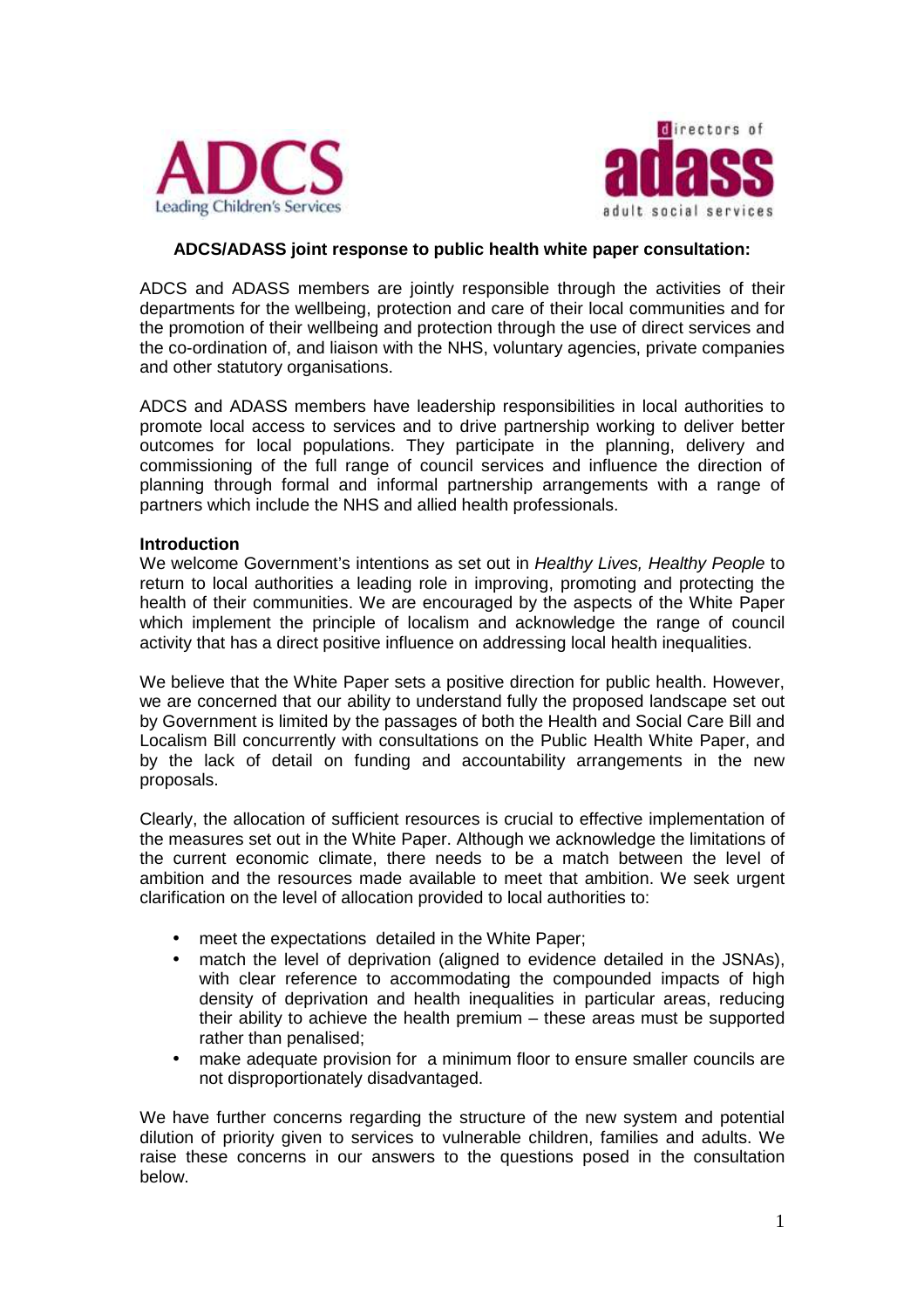**ADCS/ADASS joint response to public health white paper consultation:**

ADCS and ADASS members are jointly responsible through the activities of their departments for the wellbeing, protection and care of their local communities and for the promotion of their wellbeing and protection through the use of direct services and the co-ordination of, and liaison with the NHS, voluntary agencies, private companies and other statutory organisations.

ADCS and ADASS members have leadership responsibilities in local authorities to promote local access to services and to drive partnership working to deliver better outcomes for local populations. They participate in the planning, delivery and commissioning of the full range of council services and influence the direction of planning through formal and informal partnership arrangements with a range of partners which include the NHS and allied health professionals.

**Introduction**

We welcome Government's intentions as set out in *Healthy Lives, Healthy People* to return to local authorities a leading role in improving, promoting and protecting the health of their communities. We are encouraged by the aspects of the White Paper which implement the principle of localism and acknowledge the range of council activity that has a direct positive influence on addressing local health inequalities.

We believe that the White Paper sets a positive direction for public health. However, we are concerned that our ability to understand fully the proposed landscape set out by Government is limited by the passages of both the Health and Social Care Bill and Localism Bill concurrently with consultations on the Public Health White Paper, and by the lack of detail on funding and accountability arrangements in the new proposals.

Clearly, the allocation of sufficient resources is crucial to effective implementation of the measures set out in the White Paper. Although we acknowledge the limitations of the current economic climate, there needs to be a match between the level of ambition and the resources made available to meet that ambition. We seek urgent clarification on the level of allocation provided to local authorities to:

- meet the expectations detailed in the White Paper;
- match the level of deprivation (aligned to evidence detailed in the JSNAs), with clear reference to accommodating the compounded impacts of high density of deprivation and health inequalities in particular areas, reducing their ability to achieve the health premium – these areas must be supported rather than penalised;
- make adequate provision for a minimum floor to ensure smaller councils are not disproportionately disadvantaged.

We have further concerns regarding the structure of the new system and potential dilution of priority given to services to vulnerable children, families and adults. We raise these concerns in our answers to the questions posed in the consultation below.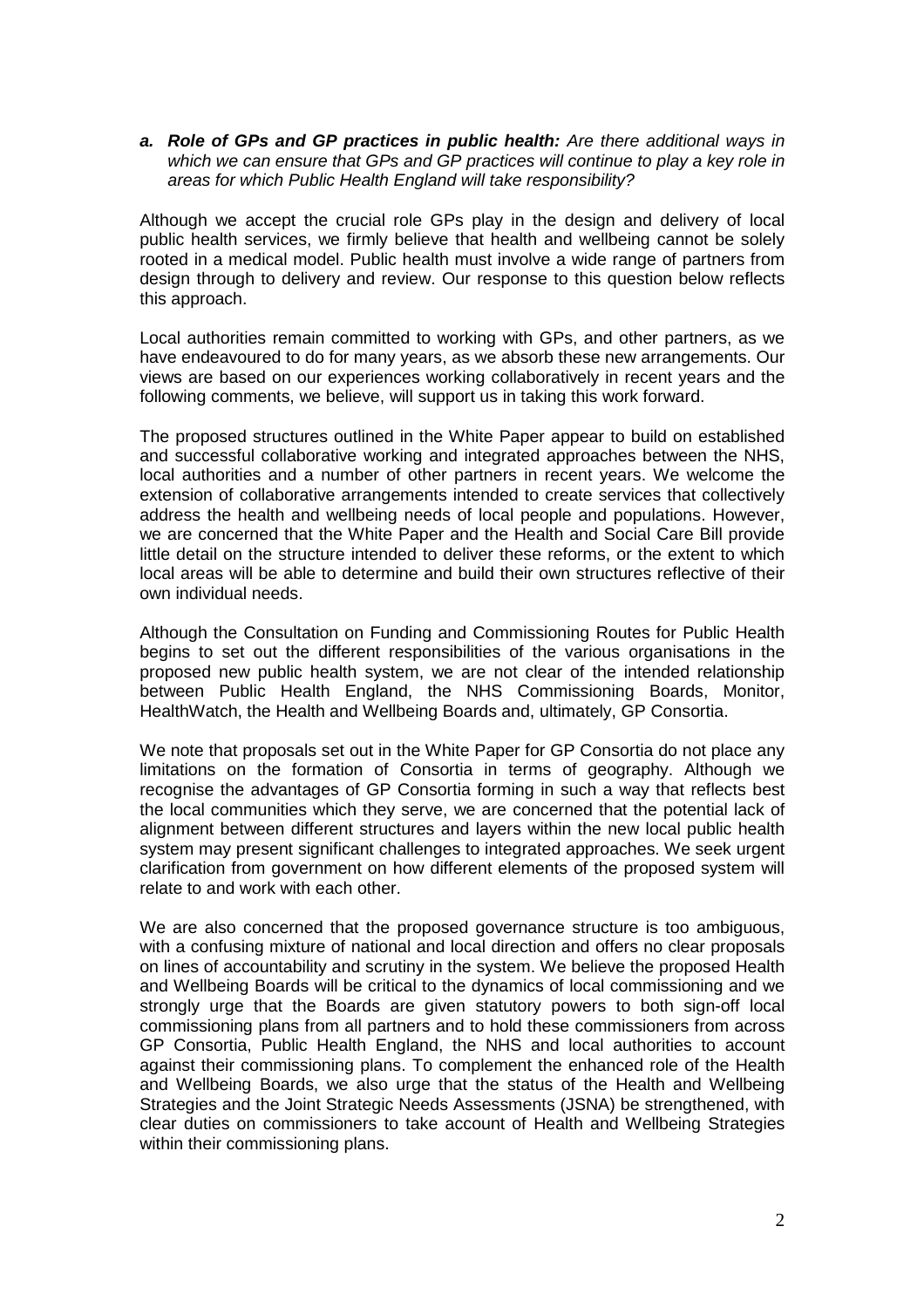***a. Role of GPs and GP practices in public health:*** *Are there additional ways in which we can ensure that GPs and GP practices will continue to play a key role in areas for which Public Health England will take responsibility?*

Although we accept the crucial role GPs play in the design and delivery of local public health services, we firmly believe that health and wellbeing cannot be solely rooted in a medical model. Public health must involve a wide range of partners from design through to delivery and review. Our response to this question below reflects this approach.

Local authorities remain committed to working with GPs, and other partners, as we have endeavoured to do for many years, as we absorb these new arrangements. Our views are based on our experiences working collaboratively in recent years and the following comments, we believe, will support us in taking this work forward.

The proposed structures outlined in the White Paper appear to build on established and successful collaborative working and integrated approaches between the NHS, local authorities and a number of other partners in recent years. We welcome the extension of collaborative arrangements intended to create services that collectively address the health and wellbeing needs of local people and populations. However, we are concerned that the White Paper and the Health and Social Care Bill provide little detail on the structure intended to deliver these reforms, or the extent to which local areas will be able to determine and build their own structures reflective of their own individual needs.

Although the Consultation on Funding and Commissioning Routes for Public Health begins to set out the different responsibilities of the various organisations in the proposed new public health system, we are not clear of the intended relationship between Public Health England, the NHS Commissioning Boards, Monitor, HealthWatch, the Health and Wellbeing Boards and, ultimately, GP Consortia.

We note that proposals set out in the White Paper for GP Consortia do not place any limitations on the formation of Consortia in terms of geography. Although we recognise the advantages of GP Consortia forming in such a way that reflects best the local communities which they serve, we are concerned that the potential lack of alignment between different structures and layers within the new local public health system may present significant challenges to integrated approaches. We seek urgent clarification from government on how different elements of the proposed system will relate to and work with each other.

We are also concerned that the proposed governance structure is too ambiguous, with a confusing mixture of national and local direction and offers no clear proposals on lines of accountability and scrutiny in the system. We believe the proposed Health and Wellbeing Boards will be critical to the dynamics of local commissioning and we strongly urge that the Boards are given statutory powers to both sign-off local commissioning plans from all partners and to hold these commissioners from across GP Consortia, Public Health England, the NHS and local authorities to account against their commissioning plans. To complement the enhanced role of the Health and Wellbeing Boards, we also urge that the status of the Health and Wellbeing Strategies and the Joint Strategic Needs Assessments (JSNA) be strengthened, with clear duties on commissioners to take account of Health and Wellbeing Strategies within their commissioning plans.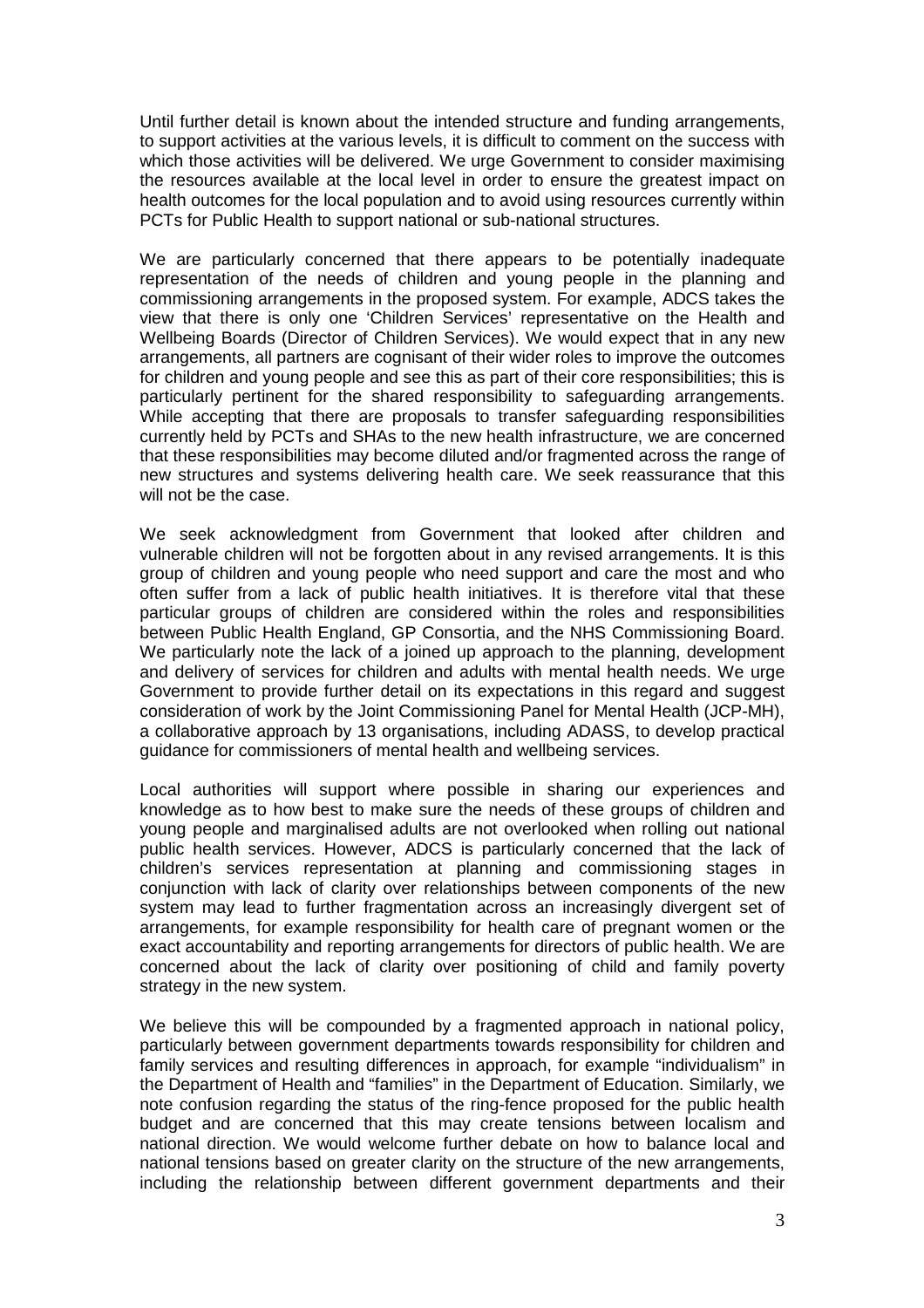Until further detail is known about the intended structure and funding arrangements, to support activities at the various levels, it is difficult to comment on the success with which those activities will be delivered. We urge Government to consider maximising the resources available at the local level in order to ensure the greatest impact on health outcomes for the local population and to avoid using resources currently within PCTs for Public Health to support national or sub-national structures.

We are particularly concerned that there appears to be potentially inadequate representation of the needs of children and young people in the planning and commissioning arrangements in the proposed system. For example, ADCS takes the view that there is only one 'Children Services' representative on the Health and Wellbeing Boards (Director of Children Services). We would expect that in any new arrangements, all partners are cognisant of their wider roles to improve the outcomes for children and young people and see this as part of their core responsibilities; this is particularly pertinent for the shared responsibility to safeguarding arrangements. While accepting that there are proposals to transfer safeguarding responsibilities currently held by PCTs and SHAs to the new health infrastructure, we are concerned that these responsibilities may become diluted and/or fragmented across the range of new structures and systems delivering health care. We seek reassurance that this will not be the case.

We seek acknowledgment from Government that looked after children and vulnerable children will not be forgotten about in any revised arrangements. It is this group of children and young people who need support and care the most and who often suffer from a lack of public health initiatives. It is therefore vital that these particular groups of children are considered within the roles and responsibilities between Public Health England, GP Consortia, and the NHS Commissioning Board. We particularly note the lack of a joined up approach to the planning, development and delivery of services for children and adults with mental health needs. We urge Government to provide further detail on its expectations in this regard and suggest consideration of work by the Joint Commissioning Panel for Mental Health (JCP-MH), a collaborative approach by 13 organisations, including ADASS, to develop practical guidance for commissioners of mental health and wellbeing services.

Local authorities will support where possible in sharing our experiences and knowledge as to how best to make sure the needs of these groups of children and young people and marginalised adults are not overlooked when rolling out national public health services. However, ADCS is particularly concerned that the lack of children's services representation at planning and commissioning stages in conjunction with lack of clarity over relationships between components of the new system may lead to further fragmentation across an increasingly divergent set of arrangements, for example responsibility for health care of pregnant women or the exact accountability and reporting arrangements for directors of public health. We are concerned about the lack of clarity over positioning of child and family poverty strategy in the new system.

We believe this will be compounded by a fragmented approach in national policy, particularly between government departments towards responsibility for children and family services and resulting differences in approach, for example "individualism" in the Department of Health and "families" in the Department of Education. Similarly, we note confusion regarding the status of the ring-fence proposed for the public health budget and are concerned that this may create tensions between localism and national direction. We would welcome further debate on how to balance local and national tensions based on greater clarity on the structure of the new arrangements, including the relationship between different government departments and their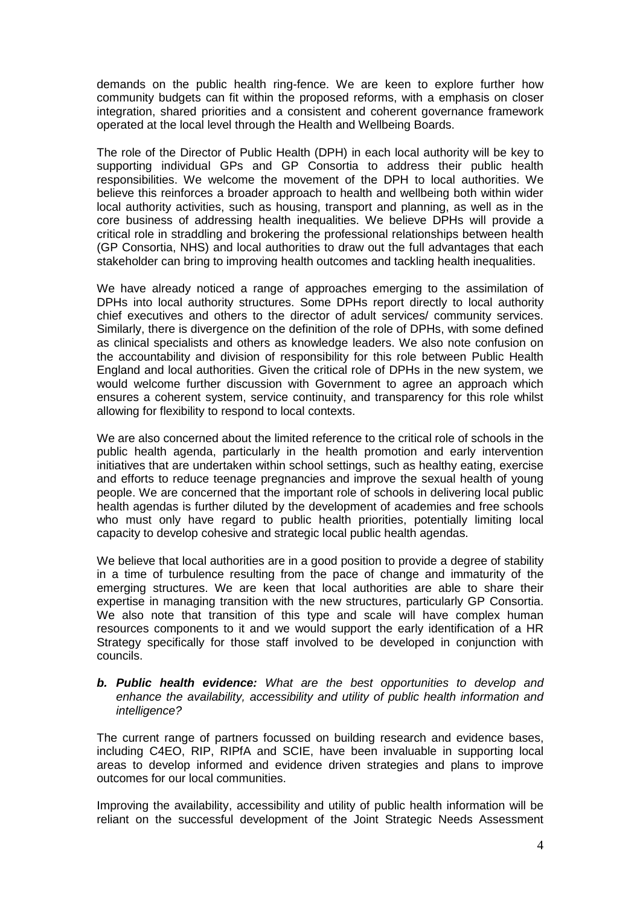demands on the public health ring-fence. We are keen to explore further how community budgets can fit within the proposed reforms, with a emphasis on closer integration, shared priorities and a consistent and coherent governance framework operated at the local level through the Health and Wellbeing Boards.

The role of the Director of Public Health (DPH) in each local authority will be key to supporting individual GPs and GP Consortia to address their public health responsibilities. We welcome the movement of the DPH to local authorities. We believe this reinforces a broader approach to health and wellbeing both within wider local authority activities, such as housing, transport and planning, as well as in the core business of addressing health inequalities. We believe DPHs will provide a critical role in straddling and brokering the professional relationships between health (GP Consortia, NHS) and local authorities to draw out the full advantages that each stakeholder can bring to improving health outcomes and tackling health inequalities.

We have already noticed a range of approaches emerging to the assimilation of DPHs into local authority structures. Some DPHs report directly to local authority chief executives and others to the director of adult services/ community services. Similarly, there is divergence on the definition of the role of DPHs, with some defined as clinical specialists and others as knowledge leaders. We also note confusion on the accountability and division of responsibility for this role between Public Health England and local authorities. Given the critical role of DPHs in the new system, we would welcome further discussion with Government to agree an approach which ensures a coherent system, service continuity, and transparency for this role whilst allowing for flexibility to respond to local contexts.

We are also concerned about the limited reference to the critical role of schools in the public health agenda, particularly in the health promotion and early intervention initiatives that are undertaken within school settings, such as healthy eating, exercise and efforts to reduce teenage pregnancies and improve the sexual health of young people. We are concerned that the important role of schools in delivering local public health agendas is further diluted by the development of academies and free schools who must only have regard to public health priorities, potentially limiting local capacity to develop cohesive and strategic local public health agendas.

We believe that local authorities are in a good position to provide a degree of stability in a time of turbulence resulting from the pace of change and immaturity of the emerging structures. We are keen that local authorities are able to share their expertise in managing transition with the new structures, particularly GP Consortia. We also note that transition of this type and scale will have complex human resources components to it and we would support the early identification of a HR Strategy specifically for those staff involved to be developed in conjunction with councils.

***b. Public health evidence:*** *What are the best opportunities to develop and enhance the availability, accessibility and utility of public health information and intelligence?*

The current range of partners focussed on building research and evidence bases, including C4EO, RIP, RIPfA and SCIE, have been invaluable in supporting local areas to develop informed and evidence driven strategies and plans to improve outcomes for our local communities.

Improving the availability, accessibility and utility of public health information will be reliant on the successful development of the Joint Strategic Needs Assessment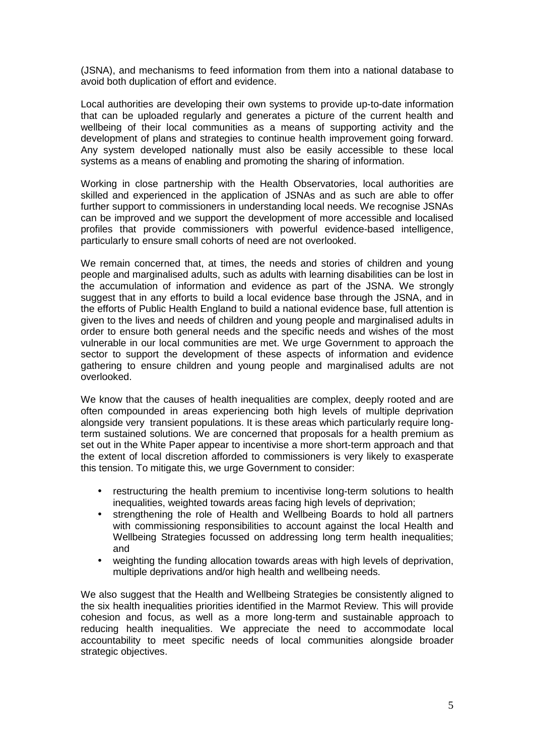(JSNA), and mechanisms to feed information from them into a national database to avoid both duplication of effort and evidence.

Local authorities are developing their own systems to provide up-to-date information that can be uploaded regularly and generates a picture of the current health and wellbeing of their local communities as a means of supporting activity and the development of plans and strategies to continue health improvement going forward. Any system developed nationally must also be easily accessible to these local systems as a means of enabling and promoting the sharing of information.

Working in close partnership with the Health Observatories, local authorities are skilled and experienced in the application of JSNAs and as such are able to offer further support to commissioners in understanding local needs. We recognise JSNAs can be improved and we support the development of more accessible and localised profiles that provide commissioners with powerful evidence-based intelligence, particularly to ensure small cohorts of need are not overlooked.

We remain concerned that, at times, the needs and stories of children and young people and marginalised adults, such as adults with learning disabilities can be lost in the accumulation of information and evidence as part of the JSNA. We strongly suggest that in any efforts to build a local evidence base through the JSNA, and in the efforts of Public Health England to build a national evidence base, full attention is given to the lives and needs of children and young people and marginalised adults in order to ensure both general needs and the specific needs and wishes of the most vulnerable in our local communities are met. We urge Government to approach the sector to support the development of these aspects of information and evidence gathering to ensure children and young people and marginalised adults are not overlooked.

We know that the causes of health inequalities are complex, deeply rooted and are often compounded in areas experiencing both high levels of multiple deprivation alongside very transient populations. It is these areas which particularly require long-term sustained solutions. We are concerned that proposals for a health premium as set out in the White Paper appear to incentivise a more short-term approach and that the extent of local discretion afforded to commissioners is very likely to exasperate this tension. To mitigate this, we urge Government to consider:

- restructuring the health premium to incentivise long-term solutions to health inequalities, weighted towards areas facing high levels of deprivation;
- strengthening the role of Health and Wellbeing Boards to hold all partners with commissioning responsibilities to account against the local Health and Wellbeing Strategies focussed on addressing long term health inequalities; and
- weighting the funding allocation towards areas with high levels of deprivation, multiple deprivations and/or high health and wellbeing needs.

We also suggest that the Health and Wellbeing Strategies be consistently aligned to the six health inequalities priorities identified in the Marmot Review. This will provide cohesion and focus, as well as a more long-term and sustainable approach to reducing health inequalities. We appreciate the need to accommodate local accountability to meet specific needs of local communities alongside broader strategic objectives.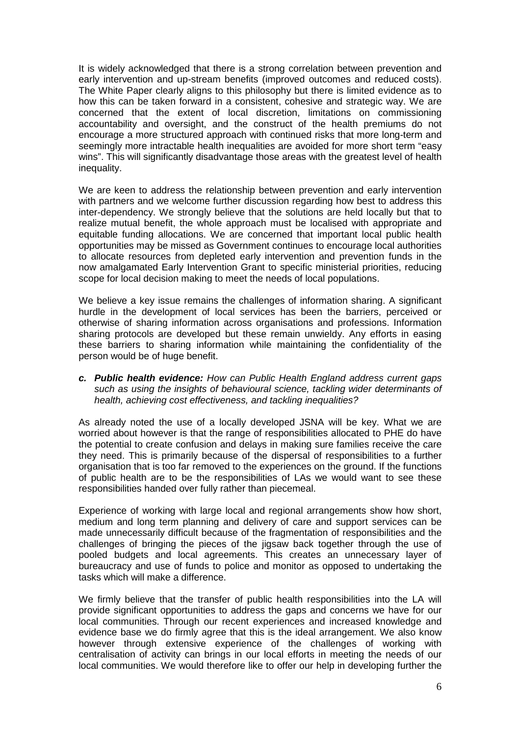It is widely acknowledged that there is a strong correlation between prevention and early intervention and up-stream benefits (improved outcomes and reduced costs). The White Paper clearly aligns to this philosophy but there is limited evidence as to how this can be taken forward in a consistent, cohesive and strategic way. We are concerned that the extent of local discretion, limitations on commissioning accountability and oversight, and the construct of the health premiums do not encourage a more structured approach with continued risks that more long-term and seemingly more intractable health inequalities are avoided for more short term "easy wins". This will significantly disadvantage those areas with the greatest level of health inequality.

We are keen to address the relationship between prevention and early intervention with partners and we welcome further discussion regarding how best to address this inter-dependency. We strongly believe that the solutions are held locally but that to realize mutual benefit, the whole approach must be localised with appropriate and equitable funding allocations. We are concerned that important local public health opportunities may be missed as Government continues to encourage local authorities to allocate resources from depleted early intervention and prevention funds in the now amalgamated Early Intervention Grant to specific ministerial priorities, reducing scope for local decision making to meet the needs of local populations.

We believe a key issue remains the challenges of information sharing. A significant hurdle in the development of local services has been the barriers, perceived or otherwise of sharing information across organisations and professions. Information sharing protocols are developed but these remain unwieldy. Any efforts in easing these barriers to sharing information while maintaining the confidentiality of the person would be of huge benefit.

***c. Public health evidence:*** *How can Public Health England address current gaps such as using the insights of behavioural science, tackling wider determinants of health, achieving cost effectiveness, and tackling inequalities?*

As already noted the use of a locally developed JSNA will be key. What we are worried about however is that the range of responsibilities allocated to PHE do have the potential to create confusion and delays in making sure families receive the care they need. This is primarily because of the dispersal of responsibilities to a further organisation that is too far removed to the experiences on the ground. If the functions of public health are to be the responsibilities of LAs we would want to see these responsibilities handed over fully rather than piecemeal.

Experience of working with large local and regional arrangements show how short, medium and long term planning and delivery of care and support services can be made unnecessarily difficult because of the fragmentation of responsibilities and the challenges of bringing the pieces of the jigsaw back together through the use of pooled budgets and local agreements. This creates an unnecessary layer of bureaucracy and use of funds to police and monitor as opposed to undertaking the tasks which will make a difference.

We firmly believe that the transfer of public health responsibilities into the LA will provide significant opportunities to address the gaps and concerns we have for our local communities. Through our recent experiences and increased knowledge and evidence base we do firmly agree that this is the ideal arrangement. We also know however through extensive experience of the challenges of working with centralisation of activity can brings in our local efforts in meeting the needs of our local communities. We would therefore like to offer our help in developing further the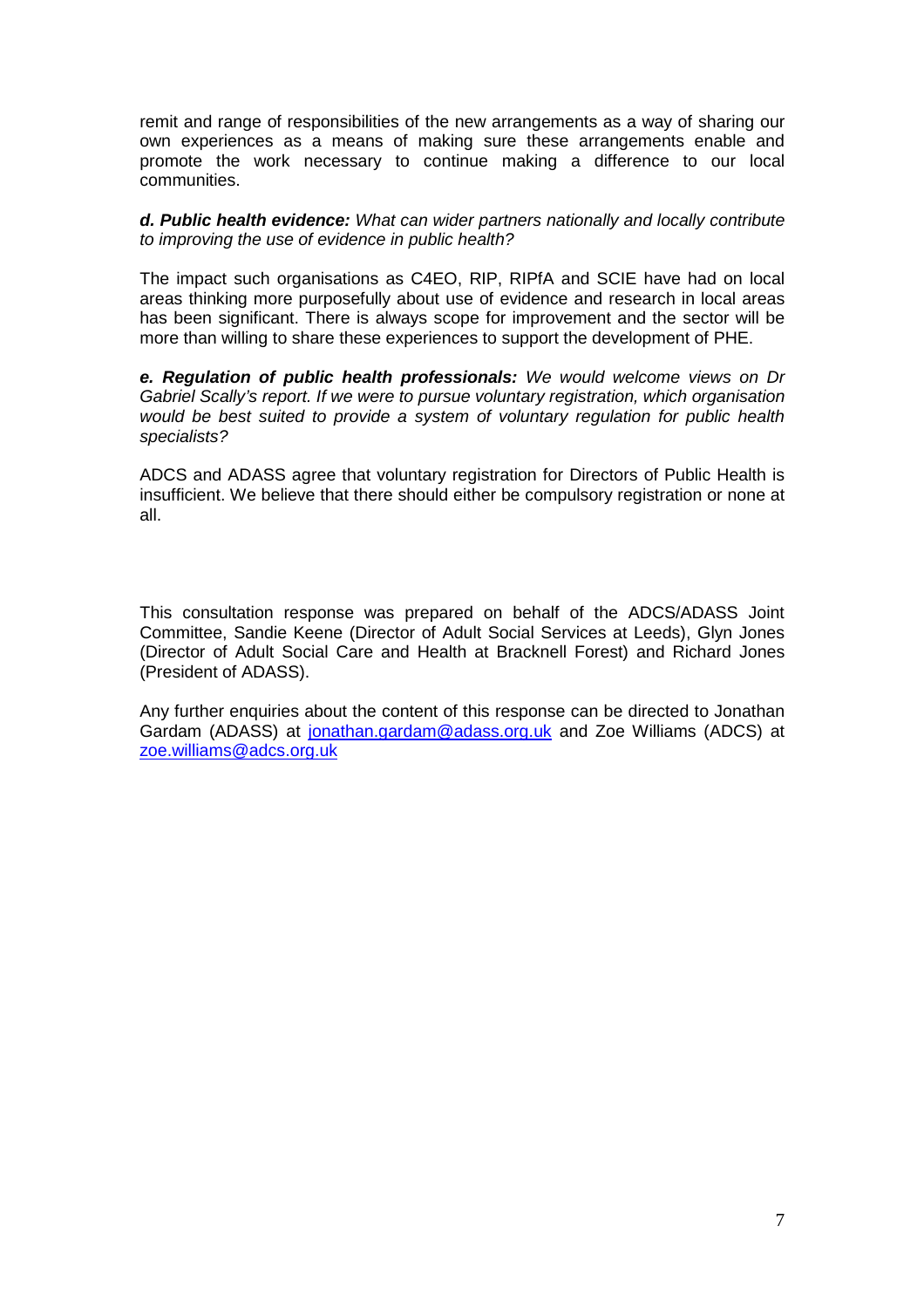remit and range of responsibilities of the new arrangements as a way of sharing our own experiences as a means of making sure these arrangements enable and promote the work necessary to continue making a difference to our local communities.

***d. Public health evidence:*** *What can wider partners nationally and locally contribute to improving the use of evidence in public health?*

The impact such organisations as C4EO, RIP, RIPfA and SCIE have had on local areas thinking more purposefully about use of evidence and research in local areas has been significant. There is always scope for improvement and the sector will be more than willing to share these experiences to support the development of PHE.

***e. Regulation of public health professionals:*** *We would welcome views on Dr Gabriel Scally's report. If we were to pursue voluntary registration, which organisation would be best suited to provide a system of voluntary regulation for public health specialists?*

ADCS and ADASS agree that voluntary registration for Directors of Public Health is insufficient. We believe that there should either be compulsory registration or none at all.

This consultation response was prepared on behalf of the ADCS/ADASS Joint Committee, Sandie Keene (Director of Adult Social Services at Leeds), Glyn Jones (Director of Adult Social Care and Health at Bracknell Forest) and Richard Jones (President of ADASS).

Any further enquiries about the content of this response can be directed to Jonathan Gardam (ADASS) at [jonathan.gardam@adass.org.uk](mailto:jonathan.gardam@adass.org.uk) and Zoe Williams (ADCS) at [zoe.williams@adcs.org.uk](mailto:zoe.williams@adcs.org.uk)